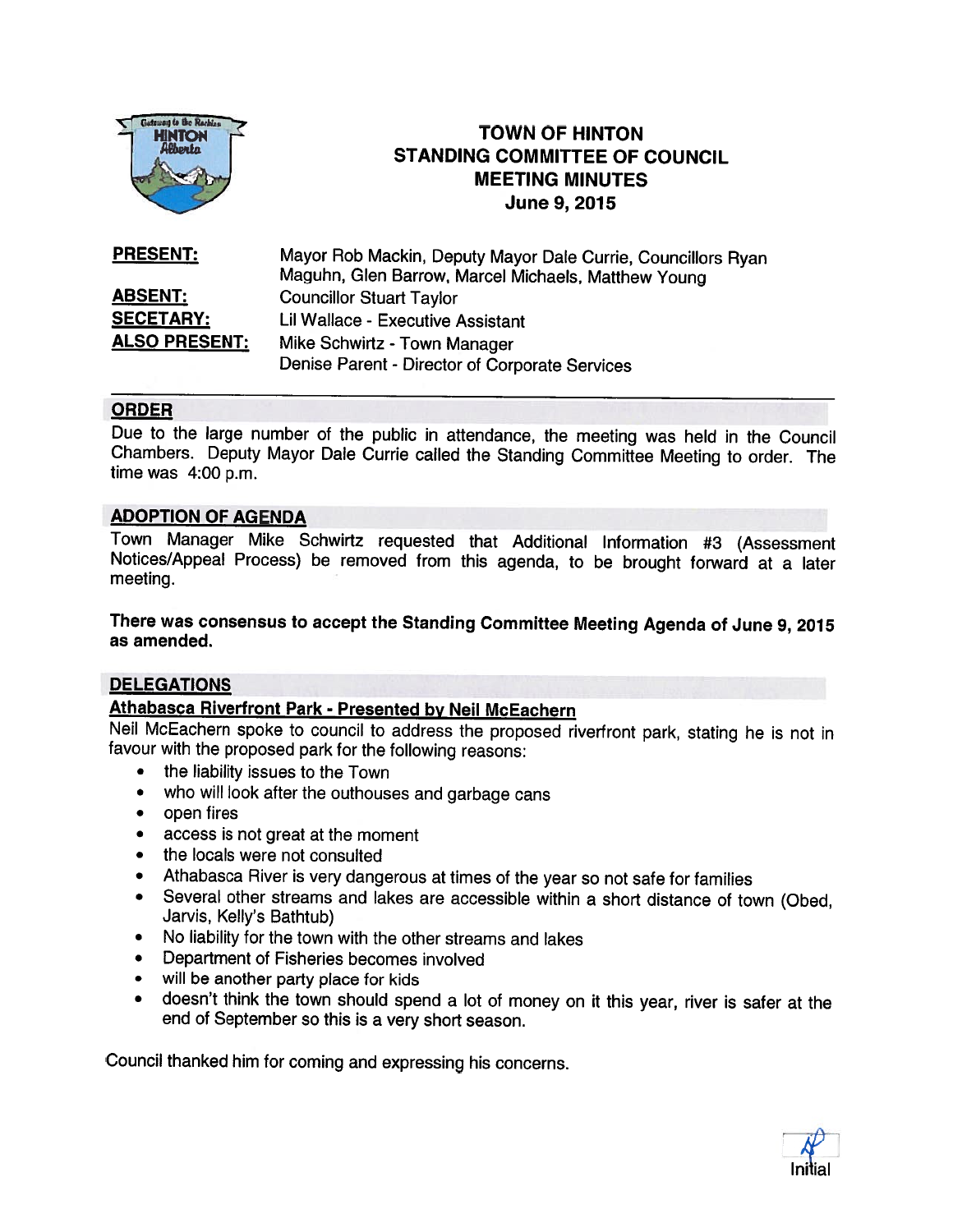# TOWN OF HINTON
## STANDING COMMITTEE OF COUNCIL
## MEETING MINUTES
### June 9, 2015

**PRESENT:** Mayor Rob Mackin, Deputy Mayor Dale Currie, Councillors Ryan Maguhn, Glen Barrow, Marcel Michaels, Matthew Young

**ABSENT:** Councillor Stuart Taylor

**SECETARY:** Lil Wallace - Executive Assistant

**ALSO PRESENT:** Mike Schwirtz - Town Manager
Denise Parent - Director of Corporate Services

## ORDER

Due to the large number of the public in attendance, the meeting was held in the Council Chambers. Deputy Mayor Dale Currie called the Standing Committee Meeting to order. The time was 4:00 p.m.

## ADOPTION OF AGENDA

Town Manager Mike Schwirtz requested that Additional Information #3 (Assessment Notices/Appeal Process) be removed from this agenda, to be brought forward at a later meeting.

**There was consensus to accept the Standing Committee Meeting Agenda of June 9, 2015 as amended.**

## DELEGATIONS

### Athabasca Riverfront Park - Presented by Neil McEachern

Neil McEachern spoke to council to address the proposed riverfront park, stating he is not in favour with the proposed park for the following reasons:

- the liability issues to the Town
- who will look after the outhouses and garbage cans
- open fires
- access is not great at the moment
- the locals were not consulted
- Athabasca River is very dangerous at times of the year so not safe for families
- Several other streams and lakes are accessible within a short distance of town (Obed, Jarvis, Kelly's Bathtub)
- No liability for the town with the other streams and lakes
- Department of Fisheries becomes involved
- will be another party place for kids
- doesn't think the town should spend a lot of money on it this year, river is safer at the end of September so this is a very short season.

Council thanked him for coming and expressing his concerns.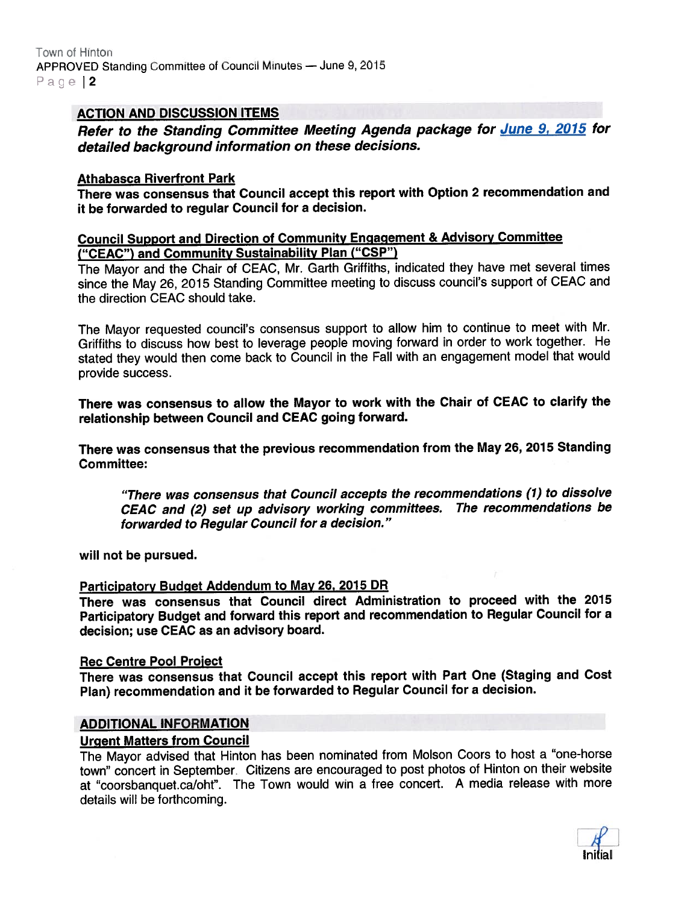## ACTION AND DISCUSSION ITEMS

***Refer to the Standing Committee Meeting Agenda package for June 9, 2015 for detailed background information on these decisions.***

### Athabasca Riverfront Park

**There was consensus that Council accept this report with Option 2 recommendation and it be forwarded to regular Council for a decision.**

### Council Support and Direction of Community Engagement & Advisory Committee ("CEAC") and Community Sustainability Plan ("CSP")

The Mayor and the Chair of CEAC, Mr. Garth Griffiths, indicated they have met several times since the May 26, 2015 Standing Committee meeting to discuss council's support of CEAC and the direction CEAC should take.

The Mayor requested council's consensus support to allow him to continue to meet with Mr. Griffiths to discuss how best to leverage people moving forward in order to work together. He stated they would then come back to Council in the Fall with an engagement model that would provide success.

**There was consensus to allow the Mayor to work with the Chair of CEAC to clarify the relationship between Council and CEAC going forward.**

**There was consensus that the previous recommendation from the May 26, 2015 Standing Committee:**

> ***"There was consensus that Council accepts the recommendations (1) to dissolve CEAC and (2) set up advisory working committees. The recommendations be forwarded to Regular Council for a decision."***

**will not be pursued.**

### Participatory Budget Addendum to May 26, 2015 DR

**There was consensus that Council direct Administration to proceed with the 2015 Participatory Budget and forward this report and recommendation to Regular Council for a decision; use CEAC as an advisory board.**

### Rec Centre Pool Project

**There was consensus that Council accept this report with Part One (Staging and Cost Plan) recommendation and it be forwarded to Regular Council for a decision.**

## ADDITIONAL INFORMATION

### Urgent Matters from Council

The Mayor advised that Hinton has been nominated from Molson Coors to host a "one-horse town" concert in September. Citizens are encouraged to post photos of Hinton on their website at "coorsbanquet.ca/oht". The Town would win a free concert. A media release with more details will be forthcoming.

Initial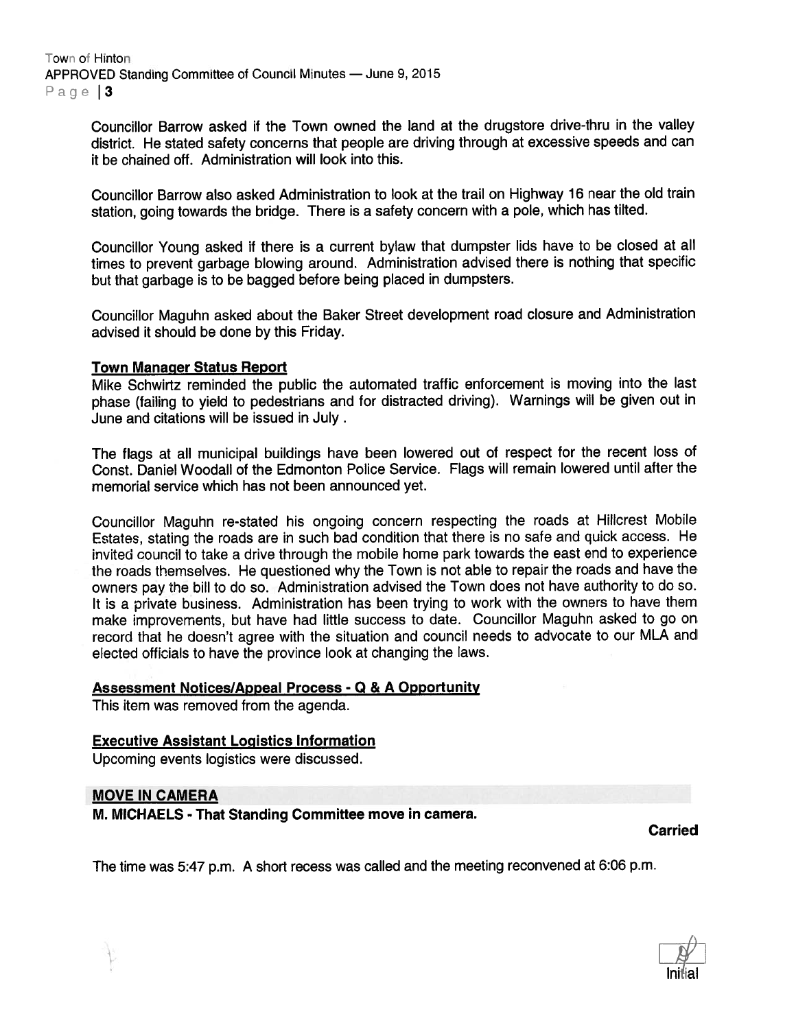Councillor Barrow asked if the Town owned the land at the drugstore drive-thru in the valley district. He stated safety concerns that people are driving through at excessive speeds and can it be chained off. Administration will look into this.

Councillor Barrow also asked Administration to look at the trail on Highway 16 near the old train station, going towards the bridge. There is a safety concern with a pole, which has tilted.

Councillor Young asked if there is a current bylaw that dumpster lids have to be closed at all times to prevent garbage blowing around. Administration advised there is nothing that specific but that garbage is to be bagged before being placed in dumpsters.

Councillor Maguhn asked about the Baker Street development road closure and Administration advised it should be done by this Friday.

**Town Manager Status Report**

Mike Schwirtz reminded the public the automated traffic enforcement is moving into the last phase (failing to yield to pedestrians and for distracted driving). Warnings will be given out in June and citations will be issued in July .

The flags at all municipal buildings have been lowered out of respect for the recent loss of Const. Daniel Woodall of the Edmonton Police Service. Flags will remain lowered until after the memorial service which has not been announced yet.

Councillor Maguhn re-stated his ongoing concern respecting the roads at Hillcrest Mobile Estates, stating the roads are in such bad condition that there is no safe and quick access. He invited council to take a drive through the mobile home park towards the east end to experience the roads themselves. He questioned why the Town is not able to repair the roads and have the owners pay the bill to do so. Administration advised the Town does not have authority to do so. It is a private business. Administration has been trying to work with the owners to have them make improvements, but have had little success to date. Councillor Maguhn asked to go on record that he doesn't agree with the situation and council needs to advocate to our MLA and elected officials to have the province look at changing the laws.

**Assessment Notices/Appeal Process - Q & A Opportunity**

This item was removed from the agenda.

**Executive Assistant Logistics Information**

Upcoming events logistics were discussed.

**MOVE IN CAMERA**

**M. MICHAELS - That Standing Committee move in camera.**

**Carried**

The time was 5:47 p.m. A short recess was called and the meeting reconvened at 6:06 p.m.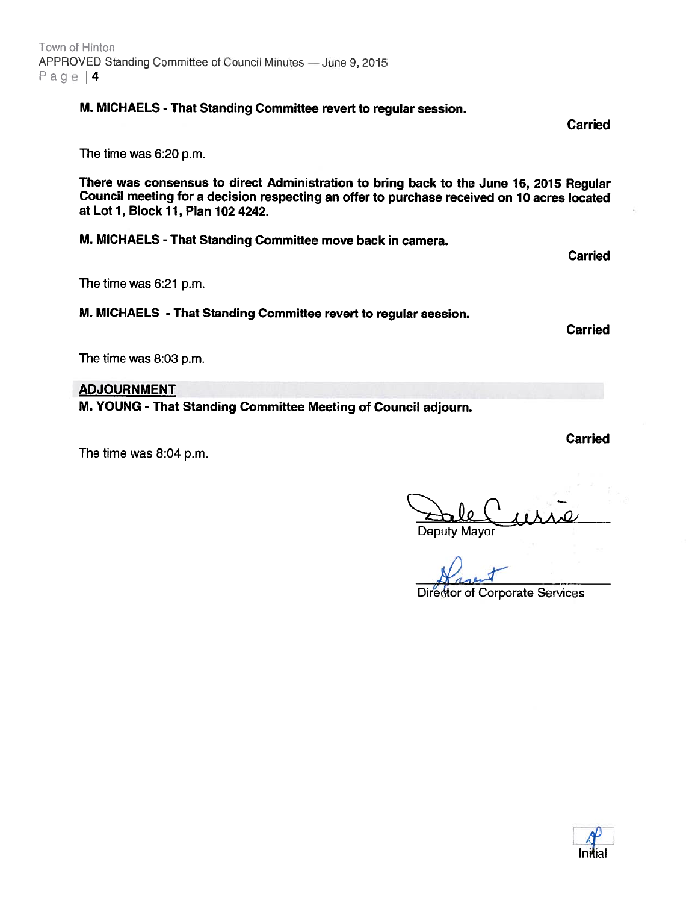**M. MICHAELS - That Standing Committee revert to regular session.**

**Carried**

The time was 6:20 p.m.

**There was consensus to direct Administration to bring back to the June 16, 2015 Regular Council meeting for a decision respecting an offer to purchase received on 10 acres located at Lot 1, Block 11, Plan 102 4242.**

**M. MICHAELS - That Standing Committee move back in camera.**

**Carried**

The time was 6:21 p.m.

**M. MICHAELS - That Standing Committee revert to regular session.**

**Carried**

The time was 8:03 p.m.

## ADJOURNMENT

**M. YOUNG - That Standing Committee Meeting of Council adjourn.**

**Carried**

The time was 8:04 p.m.

Deputy Mayor

Director of Corporate Services

Initial